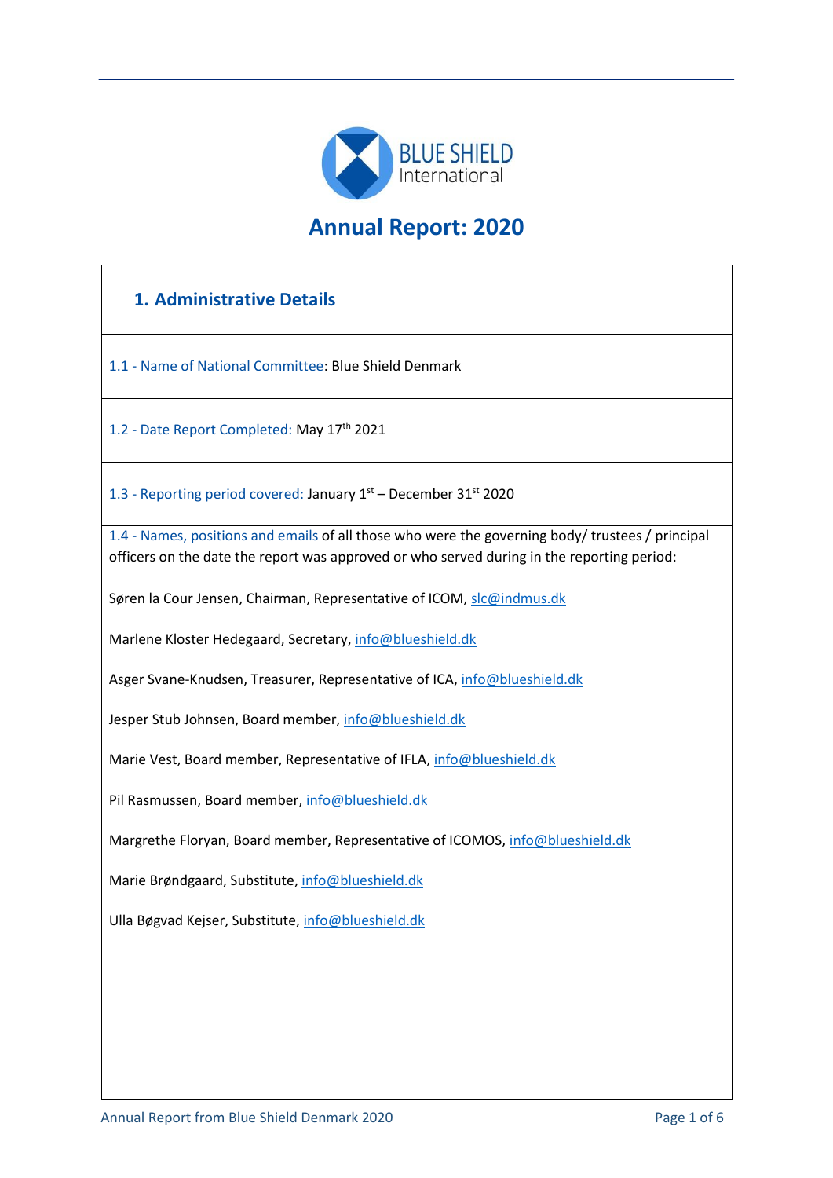BLUE SHIELD International

# Annual Report: 2020

## 1. Administrative Details

1.1 - Name of National Committee: Blue Shield Denmark

1.2 - Date Report Completed: May 17th 2021

1.3 - Reporting period covered: January 1st – December 31st 2020

1.4 - Names, positions and emails of all those who were the governing body/ trustees / principal officers on the date the report was approved or who served during in the reporting period:

Søren la Cour Jensen, Chairman, Representative of ICOM, slc@indmus.dk

Marlene Kloster Hedegaard, Secretary, info@blueshield.dk

Asger Svane-Knudsen, Treasurer, Representative of ICA, info@blueshield.dk

Jesper Stub Johnsen, Board member, info@blueshield.dk

Marie Vest, Board member, Representative of IFLA, info@blueshield.dk

Pil Rasmussen, Board member, info@blueshield.dk

Margrethe Floryan, Board member, Representative of ICOMOS, info@blueshield.dk

Marie Brøndgaard, Substitute, info@blueshield.dk

Ulla Bøgvad Kejser, Substitute, info@blueshield.dk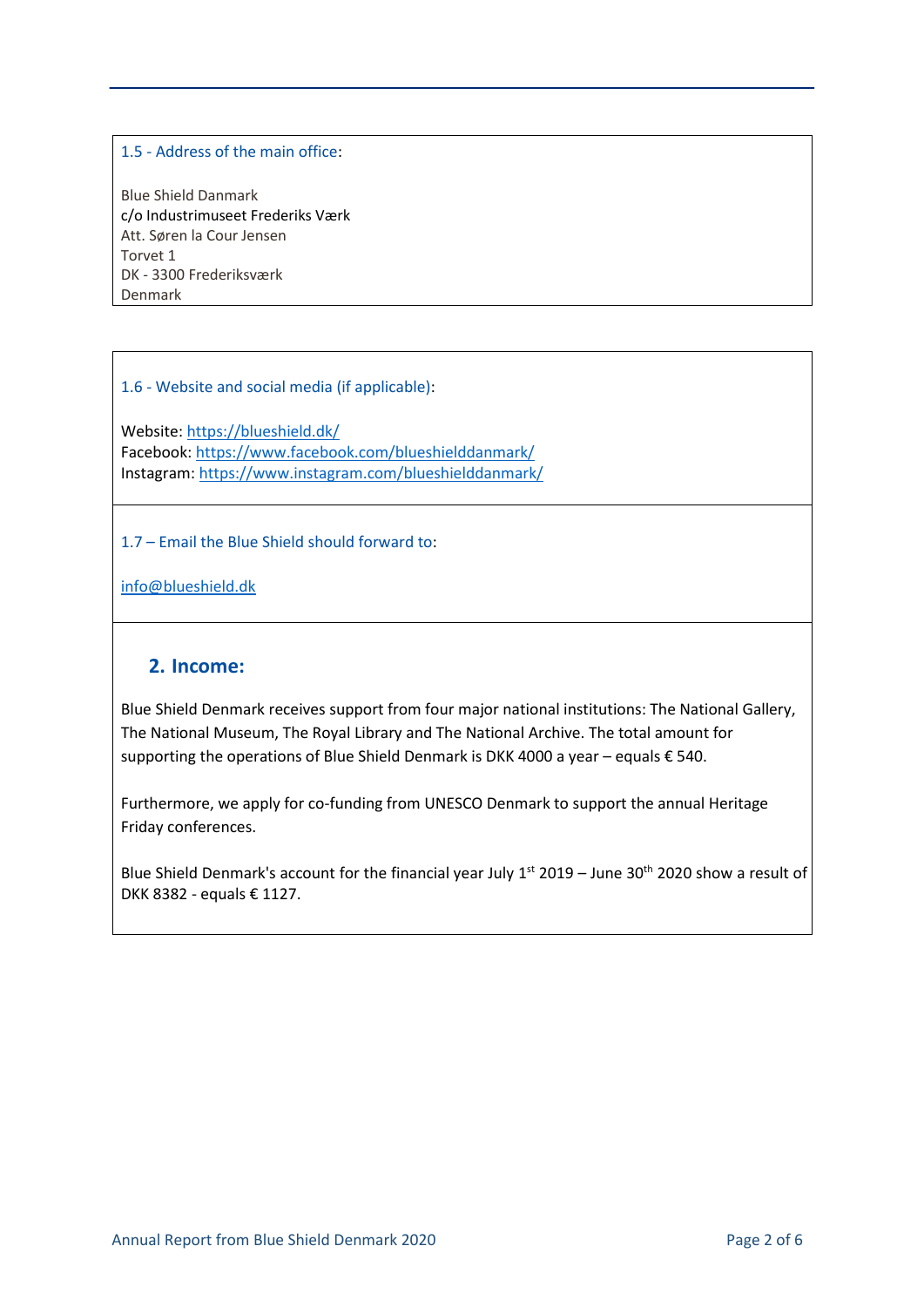1.5 - Address of the main office:

Blue Shield Danmark
c/o Industrimuseet Frederiks Værk
Att. Søren la Cour Jensen
Torvet 1
DK - 3300 Frederiksværk
Denmark

1.6 - Website and social media (if applicable):

Website: https://blueshield.dk/
Facebook: https://www.facebook.com/blueshielddanmark/
Instagram: https://www.instagram.com/blueshielddanmark/

1.7 – Email the Blue Shield should forward to:

info@blueshield.dk

## 2. Income:

Blue Shield Denmark receives support from four major national institutions: The National Gallery, The National Museum, The Royal Library and The National Archive. The total amount for supporting the operations of Blue Shield Denmark is DKK 4000 a year – equals € 540.

Furthermore, we apply for co-funding from UNESCO Denmark to support the annual Heritage Friday conferences.

Blue Shield Denmark's account for the financial year July 1st 2019 – June 30th 2020 show a result of DKK 8382 - equals € 1127.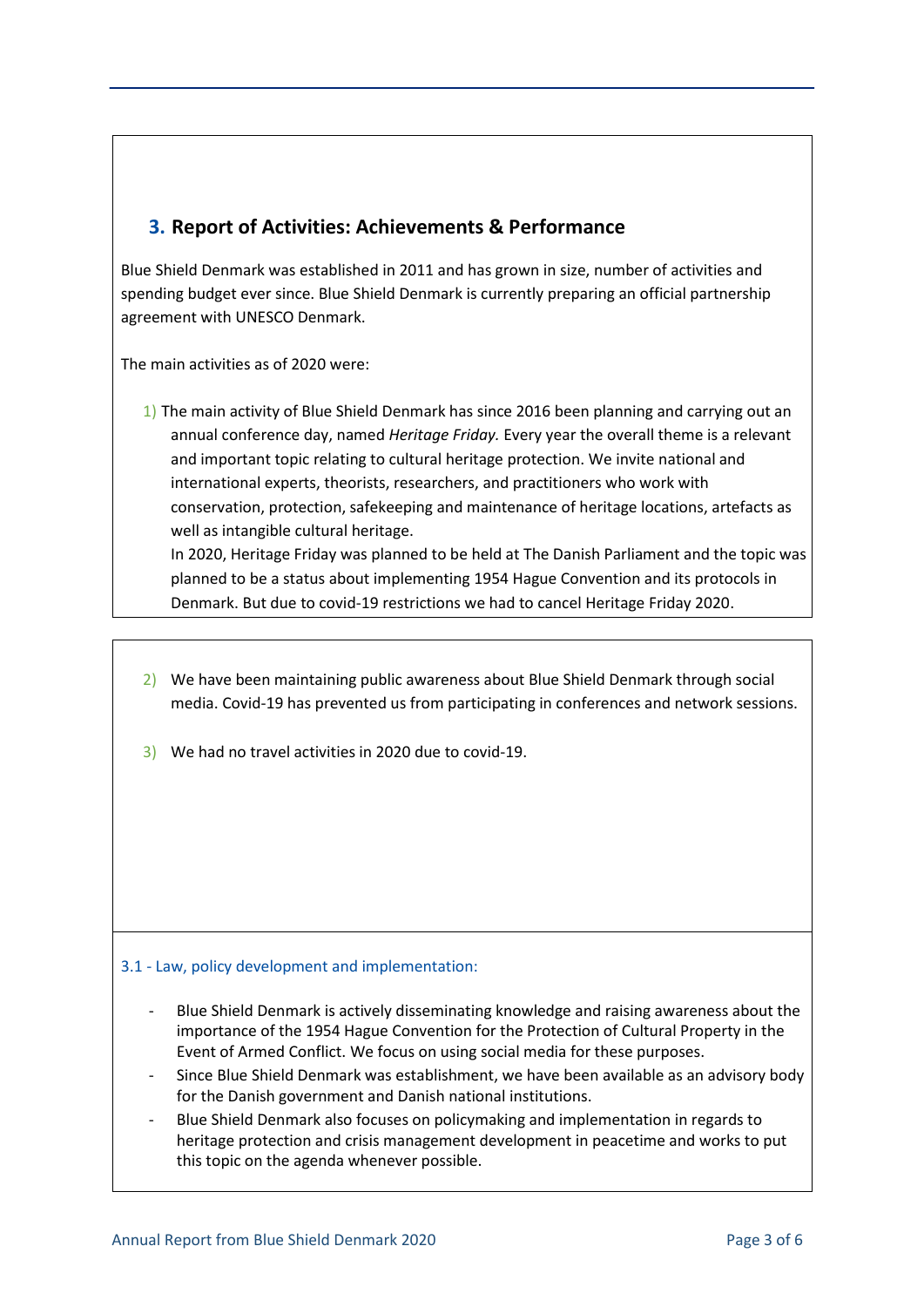## 3. Report of Activities: Achievements & Performance

Blue Shield Denmark was established in 2011 and has grown in size, number of activities and spending budget ever since. Blue Shield Denmark is currently preparing an official partnership agreement with UNESCO Denmark.

The main activities as of 2020 were:

1) The main activity of Blue Shield Denmark has since 2016 been planning and carrying out an annual conference day, named *Heritage Friday.* Every year the overall theme is a relevant and important topic relating to cultural heritage protection. We invite national and international experts, theorists, researchers, and practitioners who work with conservation, protection, safekeeping and maintenance of heritage locations, artefacts as well as intangible cultural heritage.
   In 2020, Heritage Friday was planned to be held at The Danish Parliament and the topic was planned to be a status about implementing 1954 Hague Convention and its protocols in Denmark. But due to covid-19 restrictions we had to cancel Heritage Friday 2020.

2) We have been maintaining public awareness about Blue Shield Denmark through social media. Covid-19 has prevented us from participating in conferences and network sessions.

3) We had no travel activities in 2020 due to covid-19.

### 3.1 - Law, policy development and implementation:

- Blue Shield Denmark is actively disseminating knowledge and raising awareness about the importance of the 1954 Hague Convention for the Protection of Cultural Property in the Event of Armed Conflict. We focus on using social media for these purposes.
- Since Blue Shield Denmark was establishment, we have been available as an advisory body for the Danish government and Danish national institutions.
- Blue Shield Denmark also focuses on policymaking and implementation in regards to heritage protection and crisis management development in peacetime and works to put this topic on the agenda whenever possible.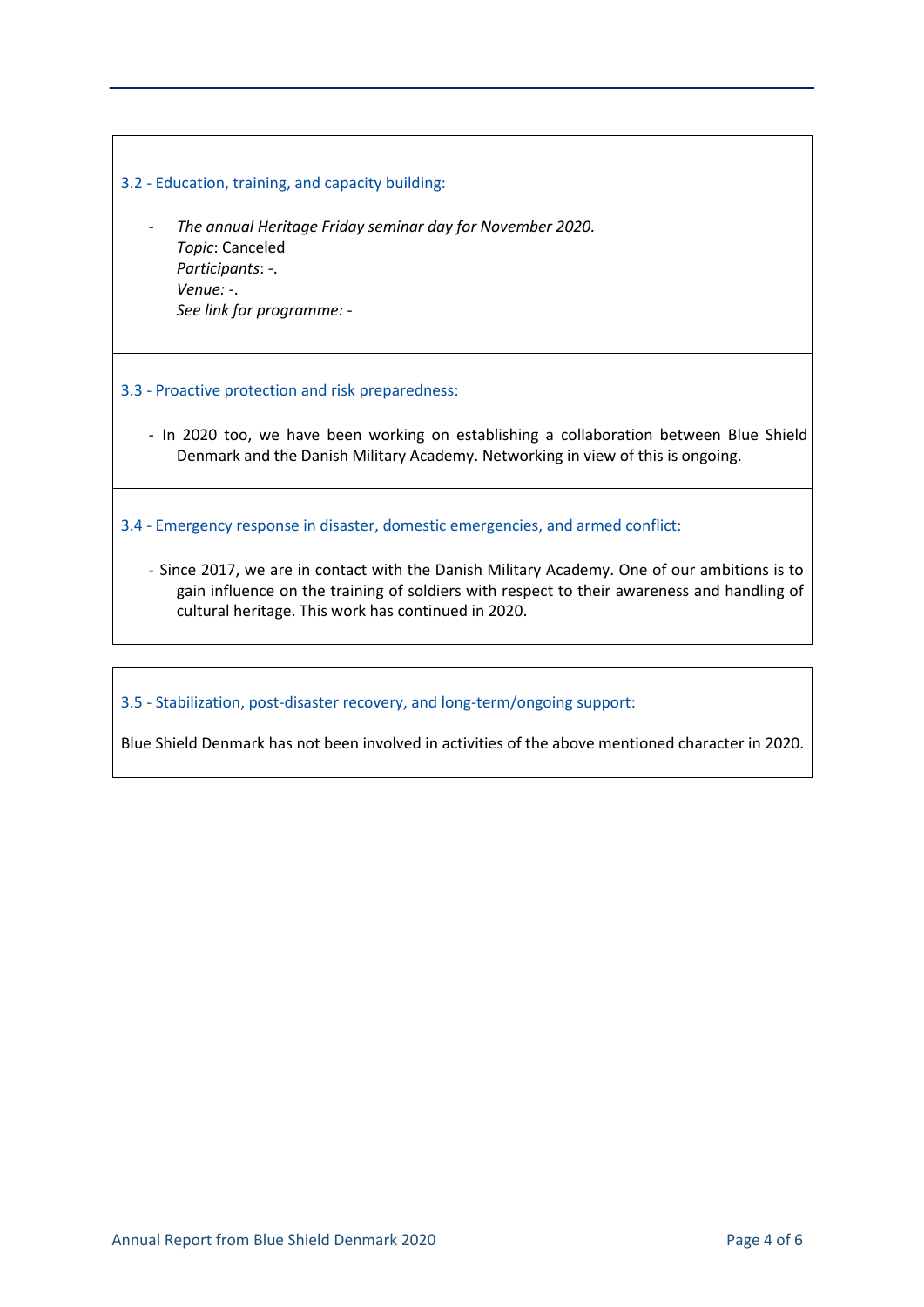### 3.2 - Education, training, and capacity building:

- *The annual Heritage Friday seminar day for November 2020.*
  *Topic*: Canceled
  *Participants*: -.
  *Venue: -.*
  *See link for programme: -*

### 3.3 - Proactive protection and risk preparedness:

- In 2020 too, we have been working on establishing a collaboration between Blue Shield Denmark and the Danish Military Academy. Networking in view of this is ongoing.

### 3.4 - Emergency response in disaster, domestic emergencies, and armed conflict:

- Since 2017, we are in contact with the Danish Military Academy. One of our ambitions is to gain influence on the training of soldiers with respect to their awareness and handling of cultural heritage. This work has continued in 2020.

### 3.5 - Stabilization, post-disaster recovery, and long-term/ongoing support:

Blue Shield Denmark has not been involved in activities of the above mentioned character in 2020.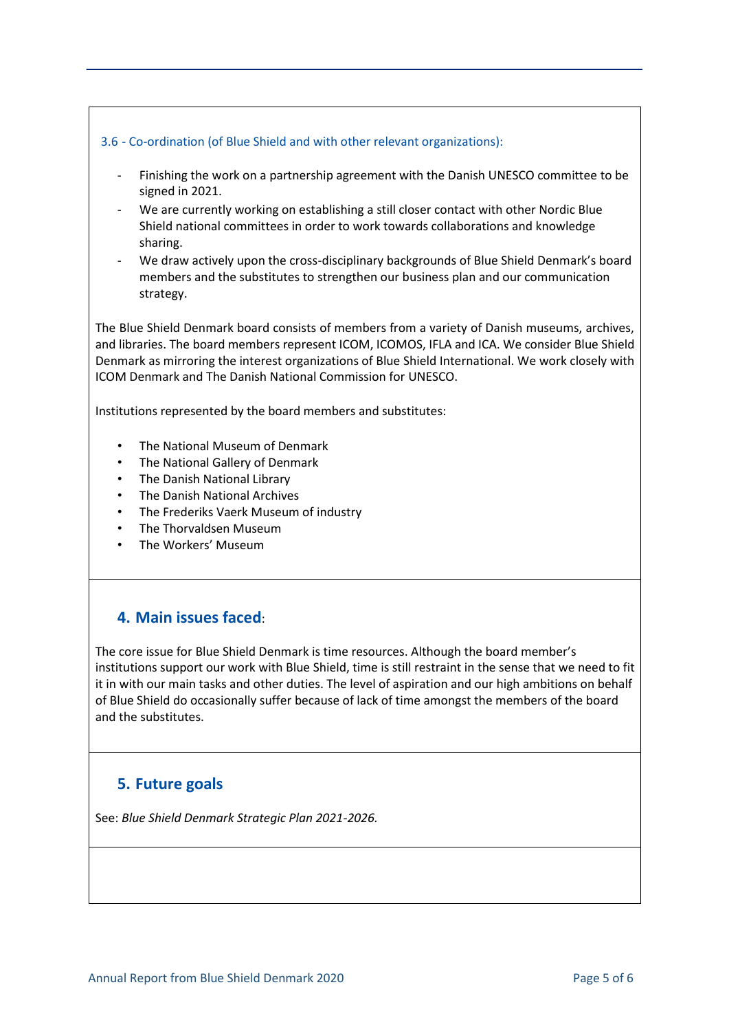### 3.6 - Co-ordination (of Blue Shield and with other relevant organizations):

- Finishing the work on a partnership agreement with the Danish UNESCO committee to be signed in 2021.
- We are currently working on establishing a still closer contact with other Nordic Blue Shield national committees in order to work towards collaborations and knowledge sharing.
- We draw actively upon the cross-disciplinary backgrounds of Blue Shield Denmark's board members and the substitutes to strengthen our business plan and our communication strategy.

The Blue Shield Denmark board consists of members from a variety of Danish museums, archives, and libraries. The board members represent ICOM, ICOMOS, IFLA and ICA. We consider Blue Shield Denmark as mirroring the interest organizations of Blue Shield International. We work closely with ICOM Denmark and The Danish National Commission for UNESCO.

Institutions represented by the board members and substitutes:

- The National Museum of Denmark
- The National Gallery of Denmark
- The Danish National Library
- The Danish National Archives
- The Frederiks Vaerk Museum of industry
- The Thorvaldsen Museum
- The Workers' Museum

## 4. Main issues faced:

The core issue for Blue Shield Denmark is time resources. Although the board member's institutions support our work with Blue Shield, time is still restraint in the sense that we need to fit it in with our main tasks and other duties. The level of aspiration and our high ambitions on behalf of Blue Shield do occasionally suffer because of lack of time amongst the members of the board and the substitutes.

## 5. Future goals

See: *Blue Shield Denmark Strategic Plan 2021-2026.*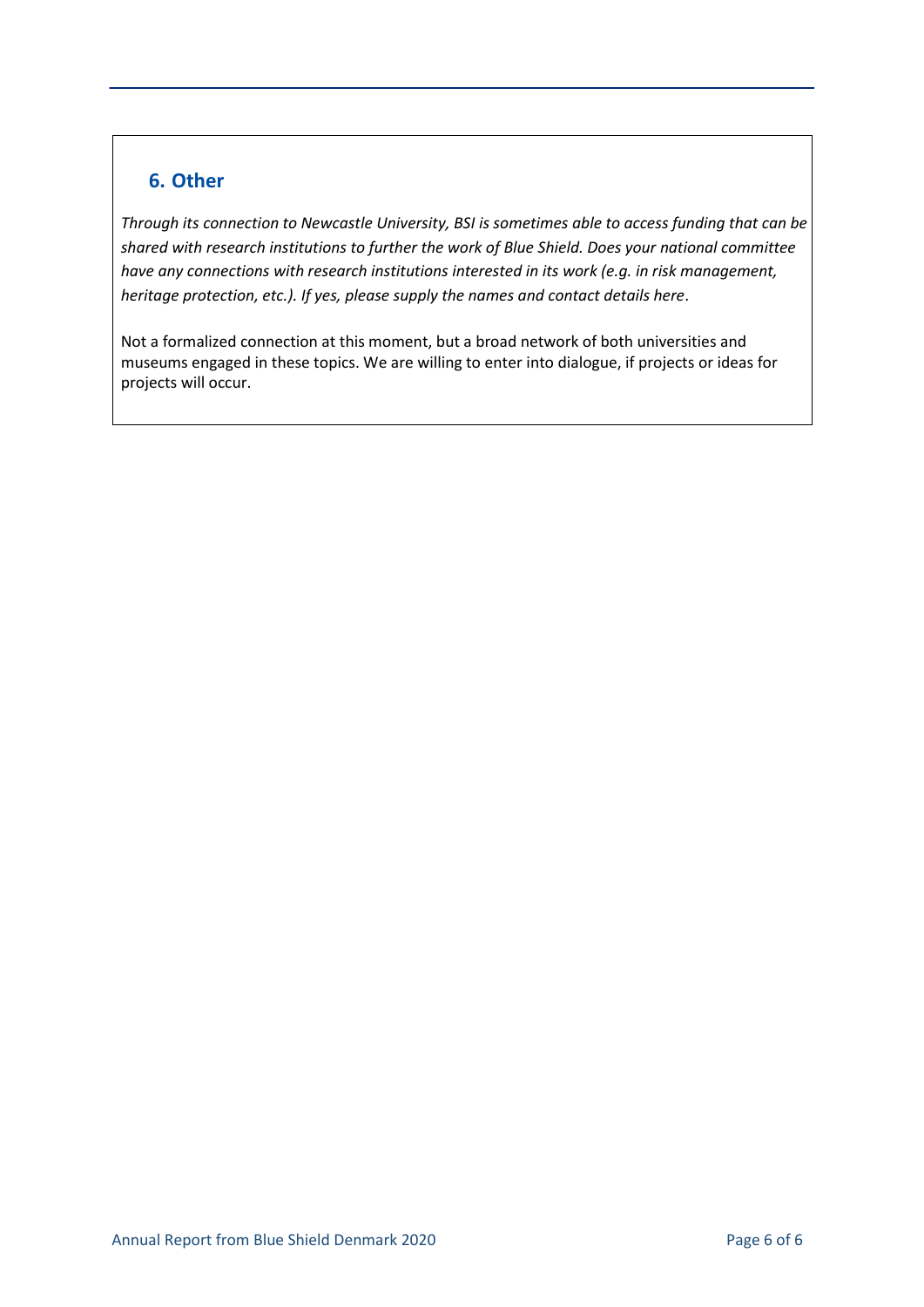## 6. Other

*Through its connection to Newcastle University, BSI is sometimes able to access funding that can be shared with research institutions to further the work of Blue Shield. Does your national committee have any connections with research institutions interested in its work (e.g. in risk management, heritage protection, etc.). If yes, please supply the names and contact details here*.

Not a formalized connection at this moment, but a broad network of both universities and museums engaged in these topics. We are willing to enter into dialogue, if projects or ideas for projects will occur.